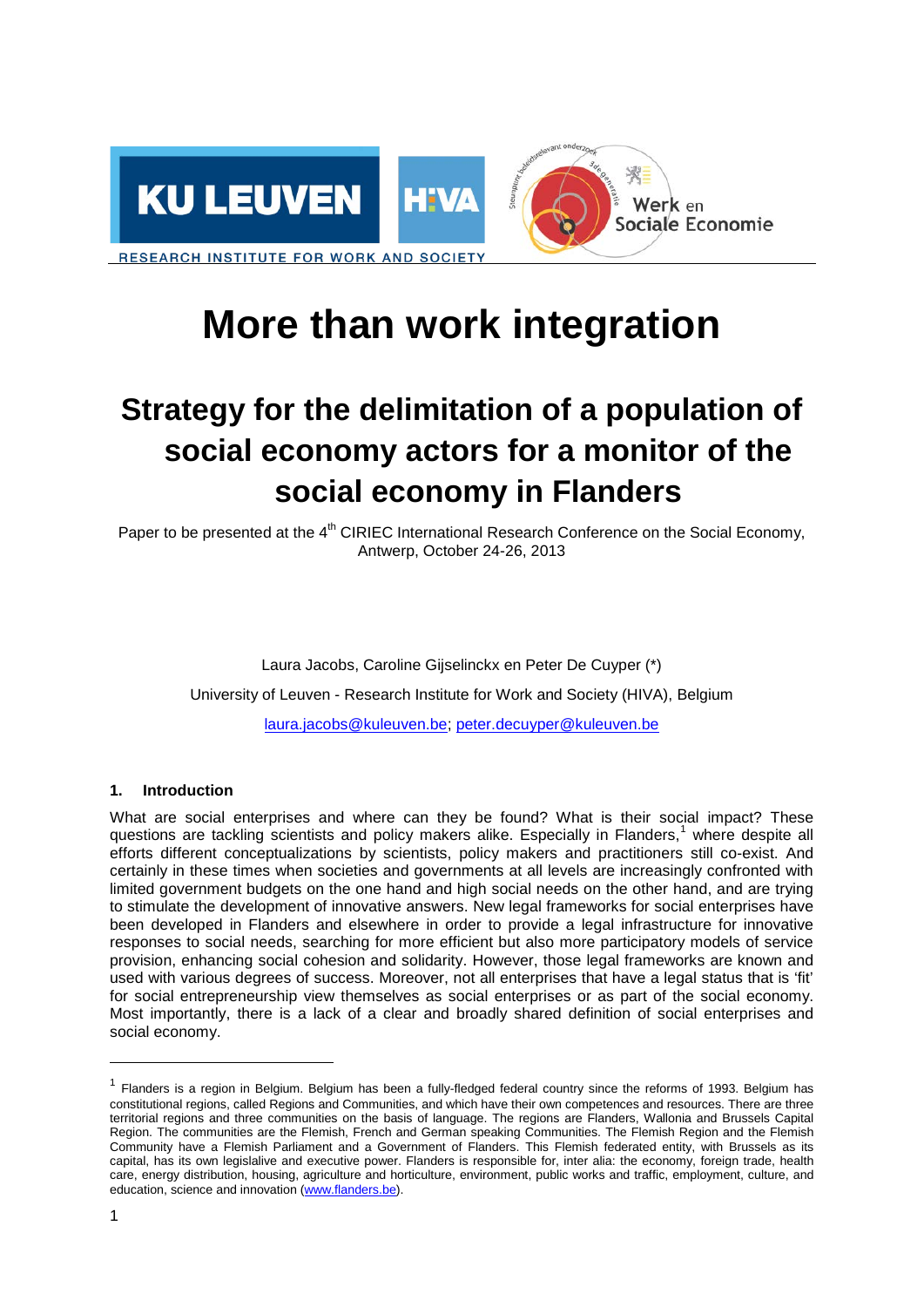# More than work integration

## Strategy for the delimitation of a population of social economy actors for a monitor of the social economy in Flanders

Paper to be presented at the 4th CIRIEC International Research Conference on the Social Economy, Antwerp, October 24-26, 2013

Laura Jacobs, Caroline Gijselinckx en Peter De Cuyper (*)

University of Leuven - Research Institute for Work and Society (HIVA), Belgium

laura.jacobs@kuleuven.be; peter.decuyper@kuleuven.be

### 1. Introduction

What are social enterprises and where can they be found? What is their social impact? These questions are tackling scientists and policy makers alike. Especially in Flanders,[1] where despite all efforts different conceptualizations by scientists, policy makers and practitioners still co-exist. And certainly in these times when societies and governments at all levels are increasingly confronted with limited government budgets on the one hand and high social needs on the other hand, and are trying to stimulate the development of innovative answers. New legal frameworks for social enterprises have been developed in Flanders and elsewhere in order to provide a legal infrastructure for innovative responses to social needs, searching for more efficient but also more participatory models of service provision, enhancing social cohesion and solidarity. However, those legal frameworks are known and used with various degrees of success. Moreover, not all enterprises that have a legal status that is 'fit' for social entrepreneurship view themselves as social enterprises or as part of the social economy. Most importantly, there is a lack of a clear and broadly shared definition of social enterprises and social economy.

---

[1] Flanders is a region in Belgium. Belgium has been a fully-fledged federal country since the reforms of 1993. Belgium has constitutional regions, called Regions and Communities, and which have their own competences and resources. There are three territorial regions and three communities on the basis of language. The regions are Flanders, Wallonia and Brussels Capital Region. The communities are the Flemish, French and German speaking Communities. The Flemish Region and the Flemish Community have a Flemish Parliament and a Government of Flanders. This Flemish federated entity, with Brussels as its capital, has its own legislalive and executive power. Flanders is responsible for, inter alia: the economy, foreign trade, health care, energy distribution, housing, agriculture and horticulture, environment, public works and traffic, employment, culture, and education, science and innovation (www.flanders.be).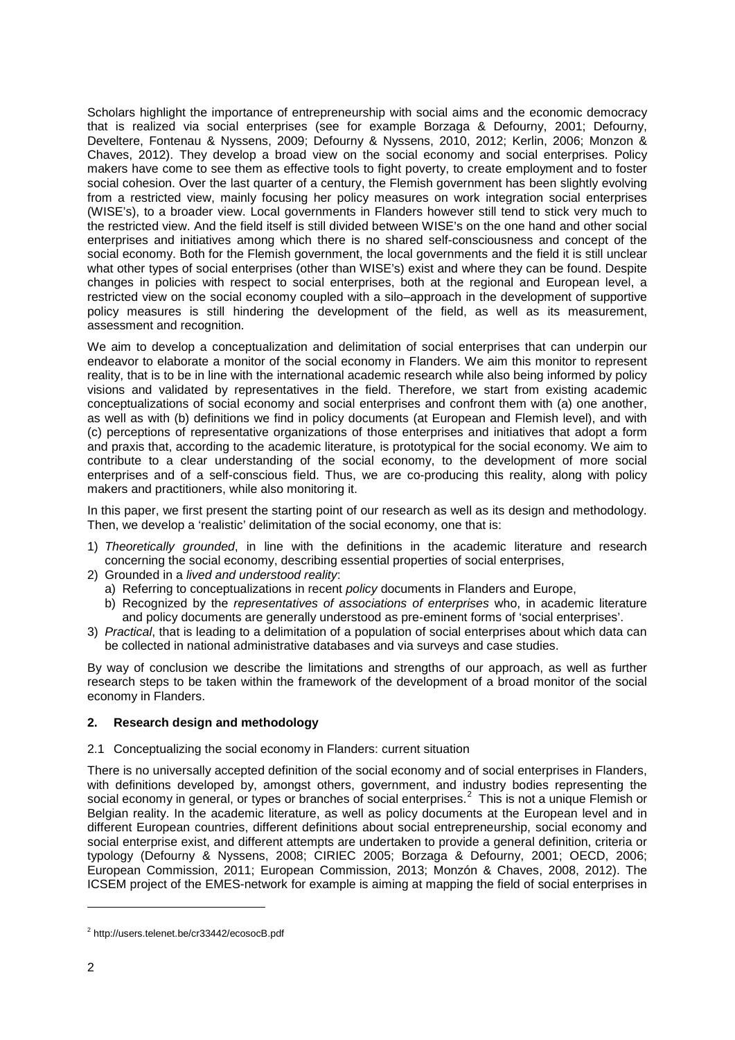Scholars highlight the importance of entrepreneurship with social aims and the economic democracy that is realized via social enterprises (see for example Borzaga & Defourny, 2001; Defourny, Develtere, Fontenau & Nyssens, 2009; Defourny & Nyssens, 2010, 2012; Kerlin, 2006; Monzon & Chaves, 2012). They develop a broad view on the social economy and social enterprises. Policy makers have come to see them as effective tools to fight poverty, to create employment and to foster social cohesion. Over the last quarter of a century, the Flemish government has been slightly evolving from a restricted view, mainly focusing her policy measures on work integration social enterprises (WISE's), to a broader view. Local governments in Flanders however still tend to stick very much to the restricted view. And the field itself is still divided between WISE's on the one hand and other social enterprises and initiatives among which there is no shared self-consciousness and concept of the social economy. Both for the Flemish government, the local governments and the field it is still unclear what other types of social enterprises (other than WISE's) exist and where they can be found. Despite changes in policies with respect to social enterprises, both at the regional and European level, a restricted view on the social economy coupled with a silo–approach in the development of supportive policy measures is still hindering the development of the field, as well as its measurement, assessment and recognition.

We aim to develop a conceptualization and delimitation of social enterprises that can underpin our endeavor to elaborate a monitor of the social economy in Flanders. We aim this monitor to represent reality, that is to be in line with the international academic research while also being informed by policy visions and validated by representatives in the field. Therefore, we start from existing academic conceptualizations of social economy and social enterprises and confront them with (a) one another, as well as with (b) definitions we find in policy documents (at European and Flemish level), and with (c) perceptions of representative organizations of those enterprises and initiatives that adopt a form and praxis that, according to the academic literature, is prototypical for the social economy. We aim to contribute to a clear understanding of the social economy, to the development of more social enterprises and of a self-conscious field. Thus, we are co-producing this reality, along with policy makers and practitioners, while also monitoring it.

In this paper, we first present the starting point of our research as well as its design and methodology. Then, we develop a 'realistic' delimitation of the social economy, one that is:

1) *Theoretically grounded*, in line with the definitions in the academic literature and research concerning the social economy, describing essential properties of social enterprises,
2) Grounded in a *lived and understood reality*:
   a) Referring to conceptualizations in recent *policy* documents in Flanders and Europe,
   b) Recognized by the *representatives of associations of enterprises* who, in academic literature and policy documents are generally understood as pre-eminent forms of 'social enterprises'.
3) *Practical*, that is leading to a delimitation of a population of social enterprises about which data can be collected in national administrative databases and via surveys and case studies.

By way of conclusion we describe the limitations and strengths of our approach, as well as further research steps to be taken within the framework of the development of a broad monitor of the social economy in Flanders.

## 2. Research design and methodology

### 2.1 Conceptualizing the social economy in Flanders: current situation

There is no universally accepted definition of the social economy and of social enterprises in Flanders, with definitions developed by, amongst others, government, and industry bodies representing the social economy in general, or types or branches of social enterprises.[2] This is not a unique Flemish or Belgian reality. In the academic literature, as well as policy documents at the European level and in different European countries, different definitions about social entrepreneurship, social economy and social enterprise exist, and different attempts are undertaken to provide a general definition, criteria or typology (Defourny & Nyssens, 2008; CIRIEC 2005; Borzaga & Defourny, 2001; OECD, 2006; European Commission, 2011; European Commission, 2013; Monzón & Chaves, 2008, 2012). The ICSEM project of the EMES-network for example is aiming at mapping the field of social enterprises in

---

[2] http://users.telenet.be/cr33442/ecosocB.pdf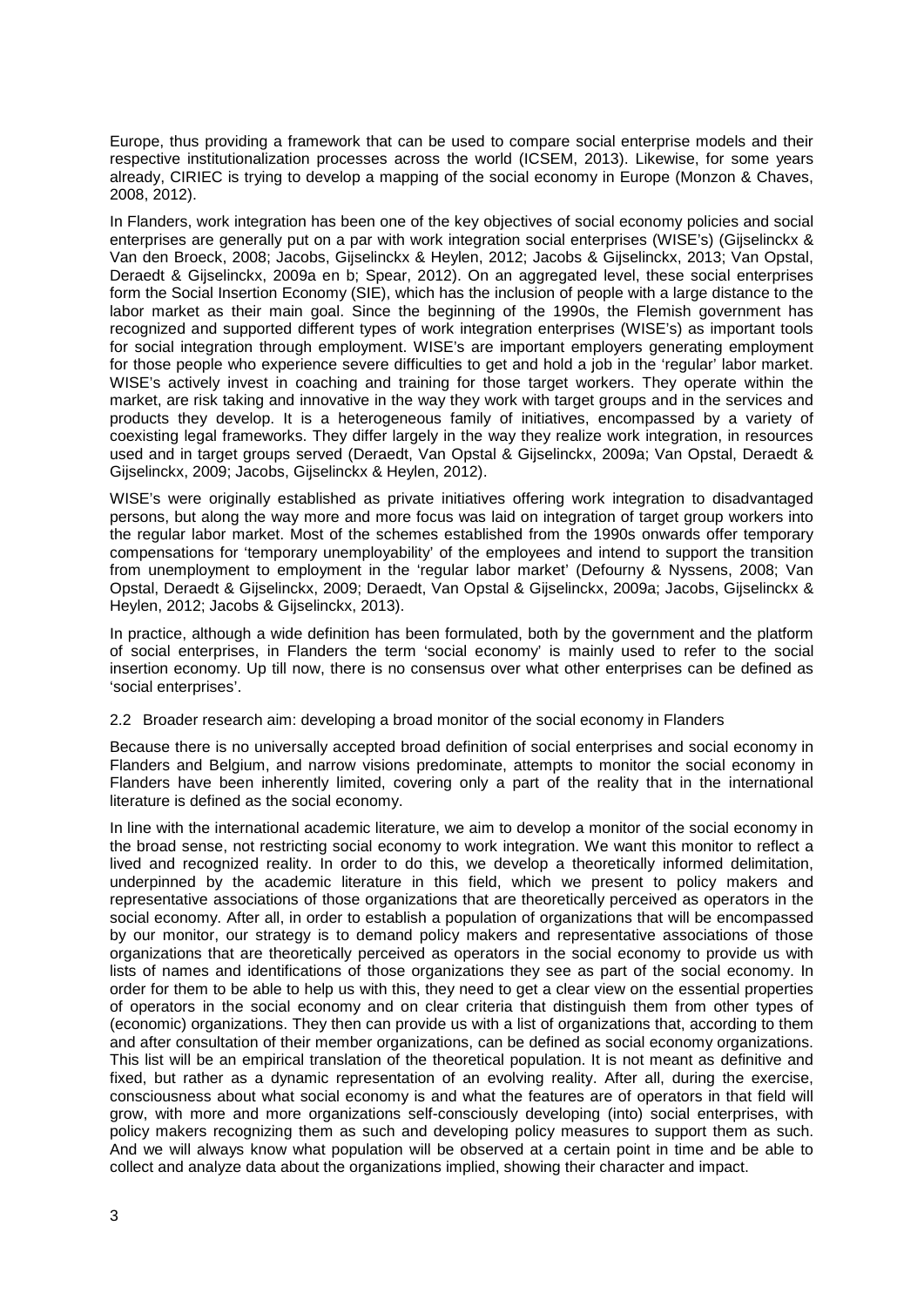Europe, thus providing a framework that can be used to compare social enterprise models and their respective institutionalization processes across the world (ICSEM, 2013). Likewise, for some years already, CIRIEC is trying to develop a mapping of the social economy in Europe (Monzon & Chaves, 2008, 2012).

In Flanders, work integration has been one of the key objectives of social economy policies and social enterprises are generally put on a par with work integration social enterprises (WISE's) (Gijselinckx & Van den Broeck, 2008; Jacobs, Gijselinckx & Heylen, 2012; Jacobs & Gijselinckx, 2013; Van Opstal, Deraedt & Gijselinckx, 2009a en b; Spear, 2012). On an aggregated level, these social enterprises form the Social Insertion Economy (SIE), which has the inclusion of people with a large distance to the labor market as their main goal. Since the beginning of the 1990s, the Flemish government has recognized and supported different types of work integration enterprises (WISE's) as important tools for social integration through employment. WISE's are important employers generating employment for those people who experience severe difficulties to get and hold a job in the 'regular' labor market. WISE's actively invest in coaching and training for those target workers. They operate within the market, are risk taking and innovative in the way they work with target groups and in the services and products they develop. It is a heterogeneous family of initiatives, encompassed by a variety of coexisting legal frameworks. They differ largely in the way they realize work integration, in resources used and in target groups served (Deraedt, Van Opstal & Gijselinckx, 2009a; Van Opstal, Deraedt & Gijselinckx, 2009; Jacobs, Gijselinckx & Heylen, 2012).

WISE's were originally established as private initiatives offering work integration to disadvantaged persons, but along the way more and more focus was laid on integration of target group workers into the regular labor market. Most of the schemes established from the 1990s onwards offer temporary compensations for 'temporary unemployability' of the employees and intend to support the transition from unemployment to employment in the 'regular labor market' (Defourny & Nyssens, 2008; Van Opstal, Deraedt & Gijselinckx, 2009; Deraedt, Van Opstal & Gijselinckx, 2009a; Jacobs, Gijselinckx & Heylen, 2012; Jacobs & Gijselinckx, 2013).

In practice, although a wide definition has been formulated, both by the government and the platform of social enterprises, in Flanders the term 'social economy' is mainly used to refer to the social insertion economy. Up till now, there is no consensus over what other enterprises can be defined as 'social enterprises'.

### 2.2 Broader research aim: developing a broad monitor of the social economy in Flanders

Because there is no universally accepted broad definition of social enterprises and social economy in Flanders and Belgium, and narrow visions predominate, attempts to monitor the social economy in Flanders have been inherently limited, covering only a part of the reality that in the international literature is defined as the social economy.

In line with the international academic literature, we aim to develop a monitor of the social economy in the broad sense, not restricting social economy to work integration. We want this monitor to reflect a lived and recognized reality. In order to do this, we develop a theoretically informed delimitation, underpinned by the academic literature in this field, which we present to policy makers and representative associations of those organizations that are theoretically perceived as operators in the social economy. After all, in order to establish a population of organizations that will be encompassed by our monitor, our strategy is to demand policy makers and representative associations of those organizations that are theoretically perceived as operators in the social economy to provide us with lists of names and identifications of those organizations they see as part of the social economy. In order for them to be able to help us with this, they need to get a clear view on the essential properties of operators in the social economy and on clear criteria that distinguish them from other types of (economic) organizations. They then can provide us with a list of organizations that, according to them and after consultation of their member organizations, can be defined as social economy organizations. This list will be an empirical translation of the theoretical population. It is not meant as definitive and fixed, but rather as a dynamic representation of an evolving reality. After all, during the exercise, consciousness about what social economy is and what the features are of operators in that field will grow, with more and more organizations self-consciously developing (into) social enterprises, with policy makers recognizing them as such and developing policy measures to support them as such. And we will always know what population will be observed at a certain point in time and be able to collect and analyze data about the organizations implied, showing their character and impact.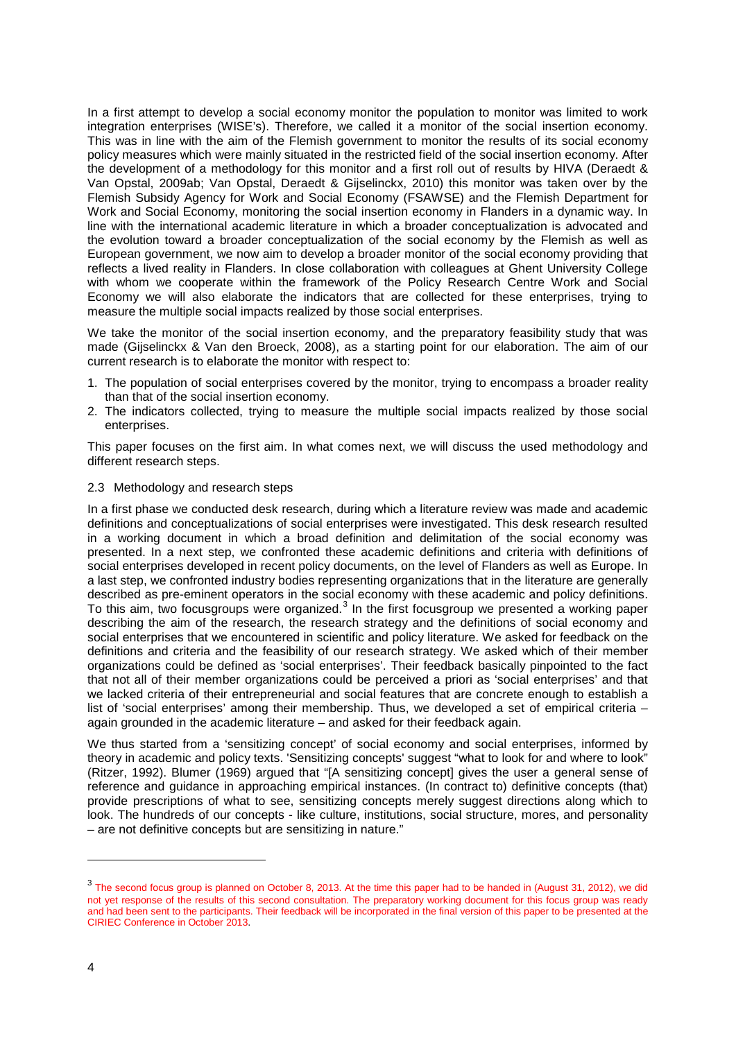In a first attempt to develop a social economy monitor the population to monitor was limited to work integration enterprises (WISE's). Therefore, we called it a monitor of the social insertion economy. This was in line with the aim of the Flemish government to monitor the results of its social economy policy measures which were mainly situated in the restricted field of the social insertion economy. After the development of a methodology for this monitor and a first roll out of results by HIVA (Deraedt & Van Opstal, 2009ab; Van Opstal, Deraedt & Gijselinckx, 2010) this monitor was taken over by the Flemish Subsidy Agency for Work and Social Economy (FSAWSE) and the Flemish Department for Work and Social Economy, monitoring the social insertion economy in Flanders in a dynamic way. In line with the international academic literature in which a broader conceptualization is advocated and the evolution toward a broader conceptualization of the social economy by the Flemish as well as European government, we now aim to develop a broader monitor of the social economy providing that reflects a lived reality in Flanders. In close collaboration with colleagues at Ghent University College with whom we cooperate within the framework of the Policy Research Centre Work and Social Economy we will also elaborate the indicators that are collected for these enterprises, trying to measure the multiple social impacts realized by those social enterprises.

We take the monitor of the social insertion economy, and the preparatory feasibility study that was made (Gijselinckx & Van den Broeck, 2008), as a starting point for our elaboration. The aim of our current research is to elaborate the monitor with respect to:

1. The population of social enterprises covered by the monitor, trying to encompass a broader reality than that of the social insertion economy.
2. The indicators collected, trying to measure the multiple social impacts realized by those social enterprises.

This paper focuses on the first aim. In what comes next, we will discuss the used methodology and different research steps.

### 2.3 Methodology and research steps

In a first phase we conducted desk research, during which a literature review was made and academic definitions and conceptualizations of social enterprises were investigated. This desk research resulted in a working document in which a broad definition and delimitation of the social economy was presented. In a next step, we confronted these academic definitions and criteria with definitions of social enterprises developed in recent policy documents, on the level of Flanders as well as Europe. In a last step, we confronted industry bodies representing organizations that in the literature are generally described as pre-eminent operators in the social economy with these academic and policy definitions. To this aim, two focusgroups were organized.[3] In the first focusgroup we presented a working paper describing the aim of the research, the research strategy and the definitions of social economy and social enterprises that we encountered in scientific and policy literature. We asked for feedback on the definitions and criteria and the feasibility of our research strategy. We asked which of their member organizations could be defined as 'social enterprises'. Their feedback basically pinpointed to the fact that not all of their member organizations could be perceived a priori as 'social enterprises' and that we lacked criteria of their entrepreneurial and social features that are concrete enough to establish a list of 'social enterprises' among their membership. Thus, we developed a set of empirical criteria – again grounded in the academic literature – and asked for their feedback again.

We thus started from a 'sensitizing concept' of social economy and social enterprises, informed by theory in academic and policy texts. 'Sensitizing concepts' suggest "what to look for and where to look" (Ritzer, 1992). Blumer (1969) argued that "[A sensitizing concept] gives the user a general sense of reference and guidance in approaching empirical instances. (In contract to) definitive concepts (that) provide prescriptions of what to see, sensitizing concepts merely suggest directions along which to look. The hundreds of our concepts - like culture, institutions, social structure, mores, and personality – are not definitive concepts but are sensitizing in nature."

---

[3] The second focus group is planned on October 8, 2013. At the time this paper had to be handed in (August 31, 2012), we did not yet response of the results of this second consultation. The preparatory working document for this focus group was ready and had been sent to the participants. Their feedback will be incorporated in the final version of this paper to be presented at the CIRIEC Conference in October 2013.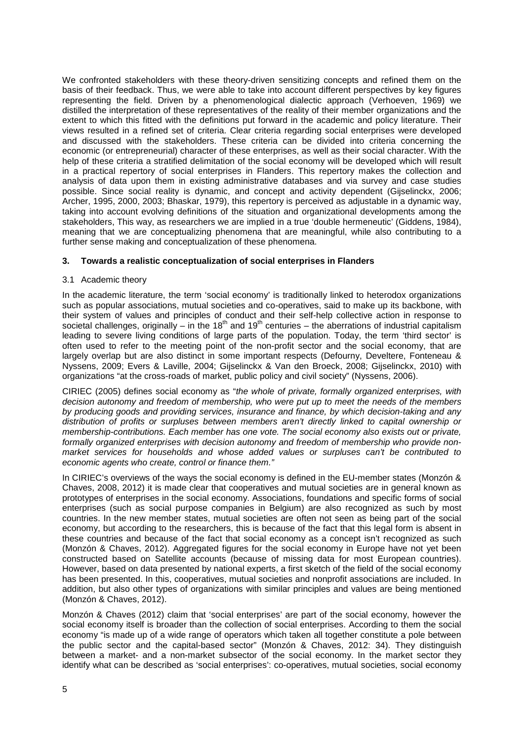We confronted stakeholders with these theory-driven sensitizing concepts and refined them on the basis of their feedback. Thus, we were able to take into account different perspectives by key figures representing the field. Driven by a phenomenological dialectic approach (Verhoeven, 1969) we distilled the interpretation of these representatives of the reality of their member organizations and the extent to which this fitted with the definitions put forward in the academic and policy literature. Their views resulted in a refined set of criteria. Clear criteria regarding social enterprises were developed and discussed with the stakeholders. These criteria can be divided into criteria concerning the economic (or entrepreneurial) character of these enterprises, as well as their social character. With the help of these criteria a stratified delimitation of the social economy will be developed which will result in a practical repertory of social enterprises in Flanders. This repertory makes the collection and analysis of data upon them in existing administrative databases and via survey and case studies possible. Since social reality is dynamic, and concept and activity dependent (Gijselinckx, 2006; Archer, 1995, 2000, 2003; Bhaskar, 1979), this repertory is perceived as adjustable in a dynamic way, taking into account evolving definitions of the situation and organizational developments among the stakeholders, This way, as researchers we are implied in a true 'double hermeneutic' (Giddens, 1984), meaning that we are conceptualizing phenomena that are meaningful, while also contributing to a further sense making and conceptualization of these phenomena.

## 3. Towards a realistic conceptualization of social enterprises in Flanders

### 3.1 Academic theory

In the academic literature, the term 'social economy' is traditionally linked to heterodox organizations such as popular associations, mutual societies and co-operatives, said to make up its backbone, with their system of values and principles of conduct and their self-help collective action in response to societal challenges, originally – in the 18th and 19th centuries – the aberrations of industrial capitalism leading to severe living conditions of large parts of the population. Today, the term 'third sector' is often used to refer to the meeting point of the non-profit sector and the social economy, that are largely overlap but are also distinct in some important respects (Defourny, Develtere, Fonteneau & Nyssens, 2009; Evers & Laville, 2004; Gijselinckx & Van den Broeck, 2008; Gijselinckx, 2010) with organizations "at the cross-roads of market, public policy and civil society" (Nyssens, 2006).

CIRIEC (2005) defines social economy as "*the whole of private, formally organized enterprises, with decision autonomy and freedom of membership, who were put up to meet the needs of the members by producing goods and providing services, insurance and finance, by which decision-taking and any distribution of profits or surpluses between members aren't directly linked to capital ownership or membership-contributions. Each member has one vote. The social economy also exists out or private, formally organized enterprises with decision autonomy and freedom of membership who provide non-market services for households and whose added values or surpluses can't be contributed to economic agents who create, control or finance them.*"

In CIRIEC's overviews of the ways the social economy is defined in the EU-member states (Monzón & Chaves, 2008, 2012) it is made clear that cooperatives and mutual societies are in general known as prototypes of enterprises in the social economy. Associations, foundations and specific forms of social enterprises (such as social purpose companies in Belgium) are also recognized as such by most countries. In the new member states, mutual societies are often not seen as being part of the social economy, but according to the researchers, this is because of the fact that this legal form is absent in these countries and because of the fact that social economy as a concept isn't recognized as such (Monzón & Chaves, 2012). Aggregated figures for the social economy in Europe have not yet been constructed based on Satellite accounts (because of missing data for most European countries). However, based on data presented by national experts, a first sketch of the field of the social economy has been presented. In this, cooperatives, mutual societies and nonprofit associations are included. In addition, but also other types of organizations with similar principles and values are being mentioned (Monzón & Chaves, 2012).

Monzón & Chaves (2012) claim that 'social enterprises' are part of the social economy, however the social economy itself is broader than the collection of social enterprises. According to them the social economy "is made up of a wide range of operators which taken all together constitute a pole between the public sector and the capital-based sector" (Monzón & Chaves, 2012: 34). They distinguish between a market- and a non-market subsector of the social economy. In the market sector they identify what can be described as 'social enterprises': co-operatives, mutual societies, social economy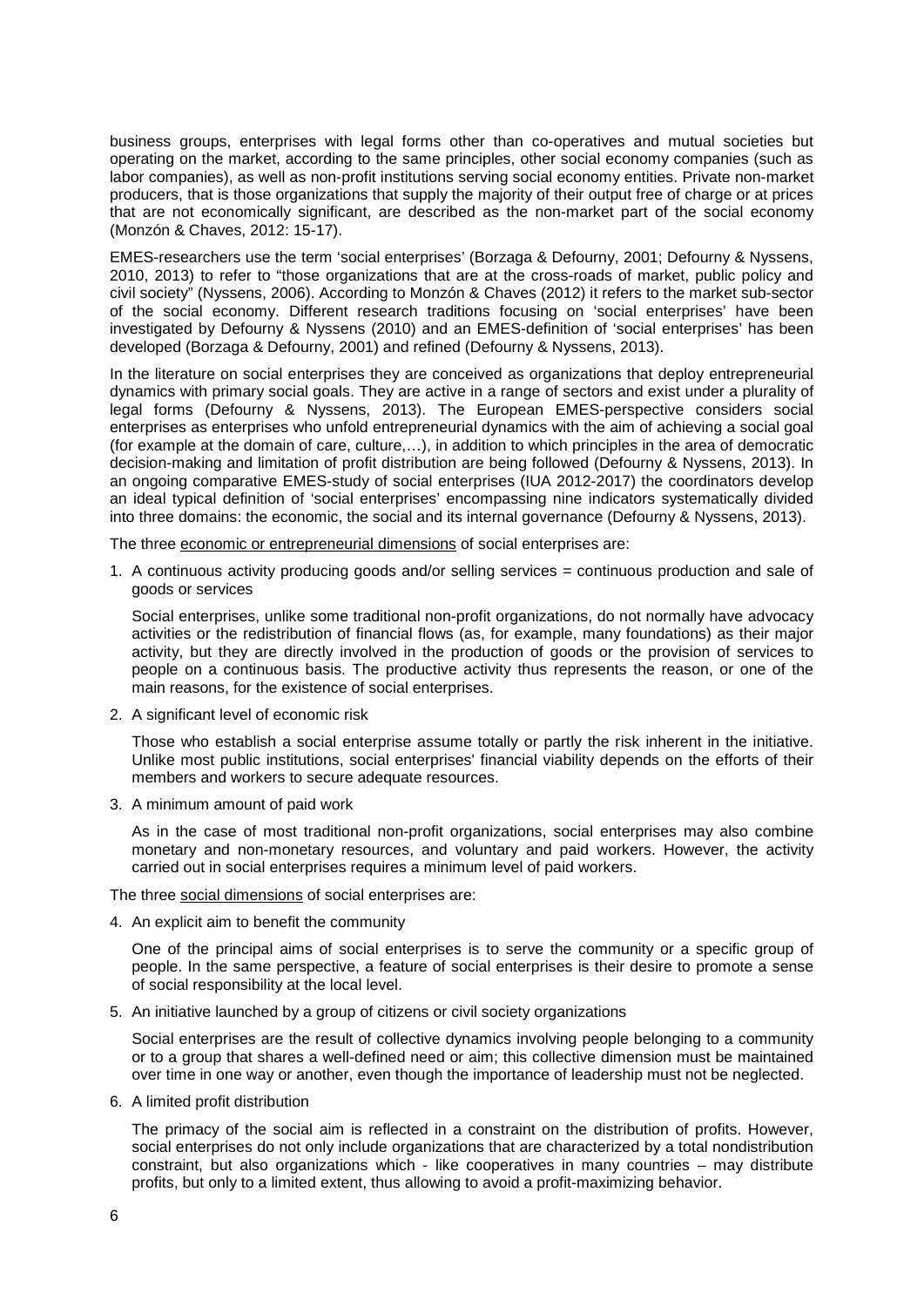business groups, enterprises with legal forms other than co-operatives and mutual societies but operating on the market, according to the same principles, other social economy companies (such as labor companies), as well as non-profit institutions serving social economy entities. Private non-market producers, that is those organizations that supply the majority of their output free of charge or at prices that are not economically significant, are described as the non-market part of the social economy (Monzón & Chaves, 2012: 15-17).

EMES-researchers use the term 'social enterprises' (Borzaga & Defourny, 2001; Defourny & Nyssens, 2010, 2013) to refer to "those organizations that are at the cross-roads of market, public policy and civil society" (Nyssens, 2006). According to Monzón & Chaves (2012) it refers to the market sub-sector of the social economy. Different research traditions focusing on 'social enterprises' have been investigated by Defourny & Nyssens (2010) and an EMES-definition of 'social enterprises' has been developed (Borzaga & Defourny, 2001) and refined (Defourny & Nyssens, 2013).

In the literature on social enterprises they are conceived as organizations that deploy entrepreneurial dynamics with primary social goals. They are active in a range of sectors and exist under a plurality of legal forms (Defourny & Nyssens, 2013). The European EMES-perspective considers social enterprises as enterprises who unfold entrepreneurial dynamics with the aim of achieving a social goal (for example at the domain of care, culture,…), in addition to which principles in the area of democratic decision-making and limitation of profit distribution are being followed (Defourny & Nyssens, 2013). In an ongoing comparative EMES-study of social enterprises (IUA 2012-2017) the coordinators develop an ideal typical definition of 'social enterprises' encompassing nine indicators systematically divided into three domains: the economic, the social and its internal governance (Defourny & Nyssens, 2013).

The three economic or entrepreneurial dimensions of social enterprises are:

1. A continuous activity producing goods and/or selling services = continuous production and sale of goods or services

   Social enterprises, unlike some traditional non-profit organizations, do not normally have advocacy activities or the redistribution of financial flows (as, for example, many foundations) as their major activity, but they are directly involved in the production of goods or the provision of services to people on a continuous basis. The productive activity thus represents the reason, or one of the main reasons, for the existence of social enterprises.

2. A significant level of economic risk

   Those who establish a social enterprise assume totally or partly the risk inherent in the initiative. Unlike most public institutions, social enterprises' financial viability depends on the efforts of their members and workers to secure adequate resources.

3. A minimum amount of paid work

   As in the case of most traditional non-profit organizations, social enterprises may also combine monetary and non-monetary resources, and voluntary and paid workers. However, the activity carried out in social enterprises requires a minimum level of paid workers.

The three social dimensions of social enterprises are:

4. An explicit aim to benefit the community

   One of the principal aims of social enterprises is to serve the community or a specific group of people. In the same perspective, a feature of social enterprises is their desire to promote a sense of social responsibility at the local level.

5. An initiative launched by a group of citizens or civil society organizations

   Social enterprises are the result of collective dynamics involving people belonging to a community or to a group that shares a well-defined need or aim; this collective dimension must be maintained over time in one way or another, even though the importance of leadership must not be neglected.

6. A limited profit distribution

   The primacy of the social aim is reflected in a constraint on the distribution of profits. However, social enterprises do not only include organizations that are characterized by a total nondistribution constraint, but also organizations which - like cooperatives in many countries – may distribute profits, but only to a limited extent, thus allowing to avoid a profit-maximizing behavior.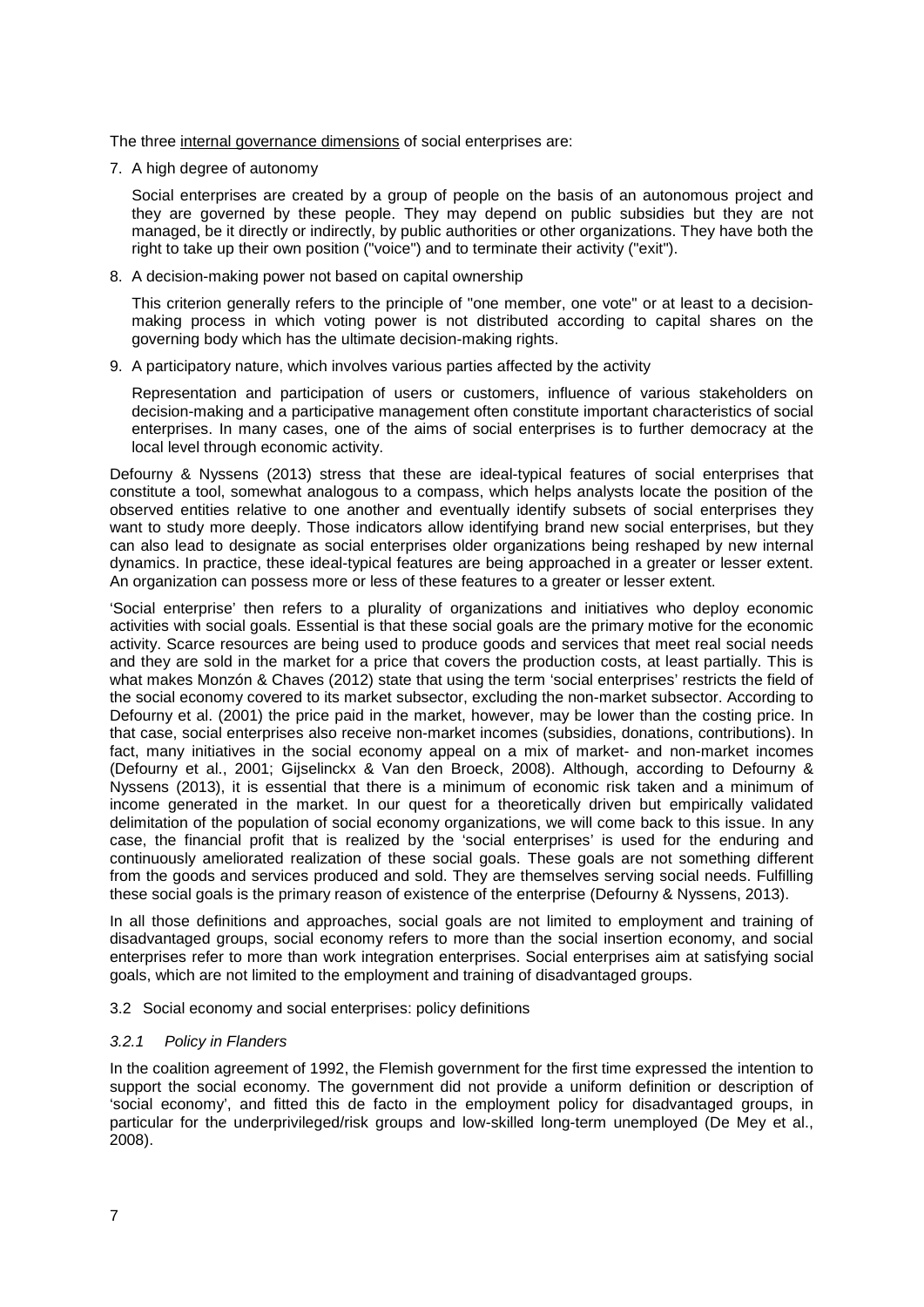The three <u>internal governance dimensions</u> of social enterprises are:

7. A high degree of autonomy

   Social enterprises are created by a group of people on the basis of an autonomous project and they are governed by these people. They may depend on public subsidies but they are not managed, be it directly or indirectly, by public authorities or other organizations. They have both the right to take up their own position ("voice") and to terminate their activity ("exit").

8. A decision-making power not based on capital ownership

   This criterion generally refers to the principle of "one member, one vote" or at least to a decision-making process in which voting power is not distributed according to capital shares on the governing body which has the ultimate decision-making rights.

9. A participatory nature, which involves various parties affected by the activity

   Representation and participation of users or customers, influence of various stakeholders on decision-making and a participative management often constitute important characteristics of social enterprises. In many cases, one of the aims of social enterprises is to further democracy at the local level through economic activity.

Defourny & Nyssens (2013) stress that these are ideal-typical features of social enterprises that constitute a tool, somewhat analogous to a compass, which helps analysts locate the position of the observed entities relative to one another and eventually identify subsets of social enterprises they want to study more deeply. Those indicators allow identifying brand new social enterprises, but they can also lead to designate as social enterprises older organizations being reshaped by new internal dynamics. In practice, these ideal-typical features are being approached in a greater or lesser extent. An organization can possess more or less of these features to a greater or lesser extent.

'Social enterprise' then refers to a plurality of organizations and initiatives who deploy economic activities with social goals. Essential is that these social goals are the primary motive for the economic activity. Scarce resources are being used to produce goods and services that meet real social needs and they are sold in the market for a price that covers the production costs, at least partially. This is what makes Monzón & Chaves (2012) state that using the term 'social enterprises' restricts the field of the social economy covered to its market subsector, excluding the non-market subsector. According to Defourny et al. (2001) the price paid in the market, however, may be lower than the costing price. In that case, social enterprises also receive non-market incomes (subsidies, donations, contributions). In fact, many initiatives in the social economy appeal on a mix of market- and non-market incomes (Defourny et al., 2001; Gijselinckx & Van den Broeck, 2008). Although, according to Defourny & Nyssens (2013), it is essential that there is a minimum of economic risk taken and a minimum of income generated in the market. In our quest for a theoretically driven but empirically validated delimitation of the population of social economy organizations, we will come back to this issue. In any case, the financial profit that is realized by the 'social enterprises' is used for the enduring and continuously ameliorated realization of these social goals. These goals are not something different from the goods and services produced and sold. They are themselves serving social needs. Fulfilling these social goals is the primary reason of existence of the enterprise (Defourny & Nyssens, 2013).

In all those definitions and approaches, social goals are not limited to employment and training of disadvantaged groups, social economy refers to more than the social insertion economy, and social enterprises refer to more than work integration enterprises. Social enterprises aim at satisfying social goals, which are not limited to the employment and training of disadvantaged groups.

## 3.2 Social economy and social enterprises: policy definitions

### *3.2.1 Policy in Flanders*

In the coalition agreement of 1992, the Flemish government for the first time expressed the intention to support the social economy. The government did not provide a uniform definition or description of 'social economy', and fitted this de facto in the employment policy for disadvantaged groups, in particular for the underprivileged/risk groups and low-skilled long-term unemployed (De Mey et al., 2008).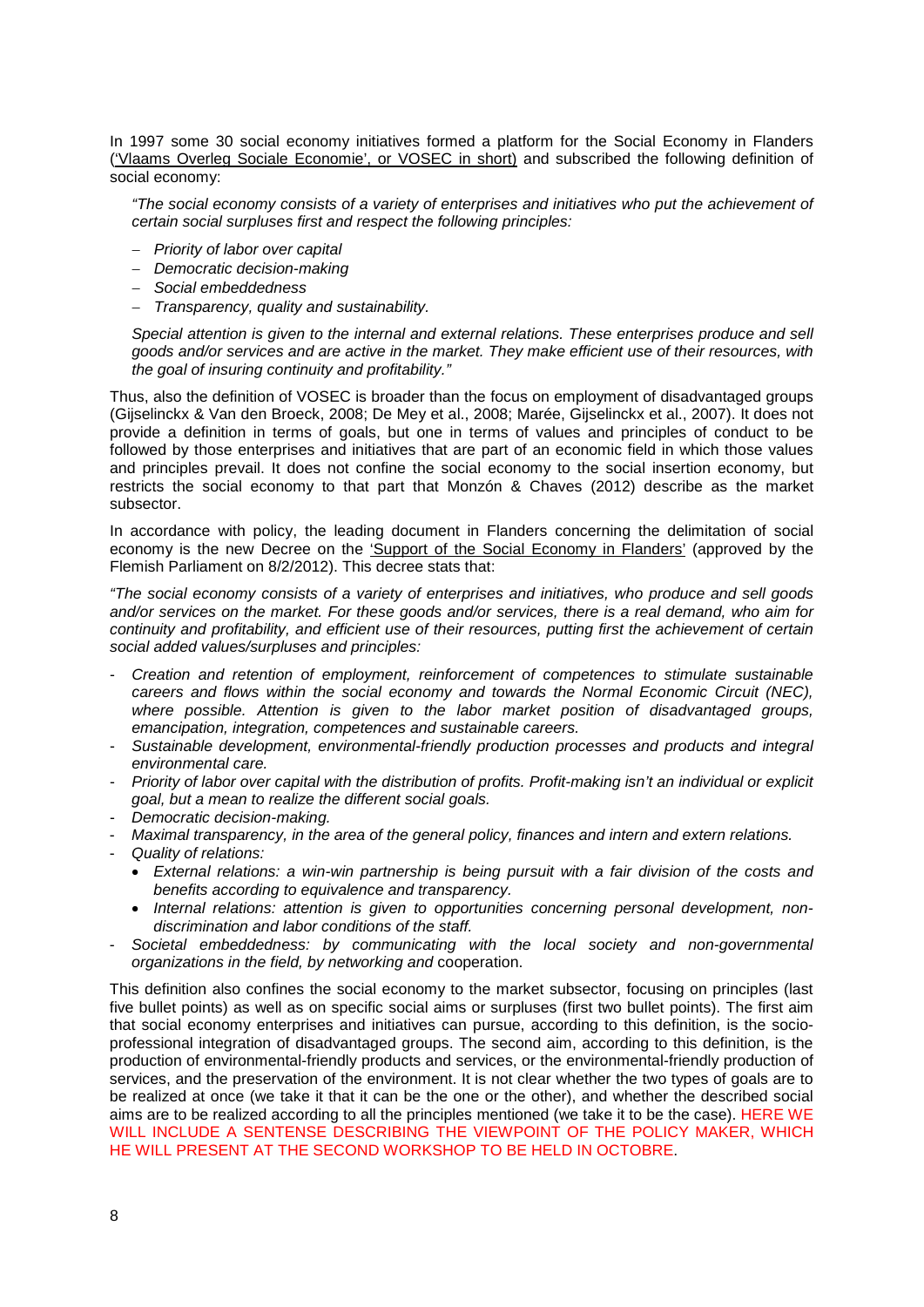In 1997 some 30 social economy initiatives formed a platform for the Social Economy in Flanders ('Vlaams Overleg Sociale Economie', or VOSEC in short) and subscribed the following definition of social economy:

> *"The social economy consists of a variety of enterprises and initiatives who put the achievement of certain social surpluses first and respect the following principles:*
>
> - *Priority of labor over capital*
> - *Democratic decision-making*
> - *Social embeddedness*
> - *Transparency, quality and sustainability.*
>
> *Special attention is given to the internal and external relations. These enterprises produce and sell goods and/or services and are active in the market. They make efficient use of their resources, with the goal of insuring continuity and profitability."*

Thus, also the definition of VOSEC is broader than the focus on employment of disadvantaged groups (Gijselinckx & Van den Broeck, 2008; De Mey et al., 2008; Marée, Gijselinckx et al., 2007). It does not provide a definition in terms of goals, but one in terms of values and principles of conduct to be followed by those enterprises and initiatives that are part of an economic field in which those values and principles prevail. It does not confine the social economy to the social insertion economy, but restricts the social economy to that part that Monzón & Chaves (2012) describe as the market subsector.

In accordance with policy, the leading document in Flanders concerning the delimitation of social economy is the new Decree on the 'Support of the Social Economy in Flanders' (approved by the Flemish Parliament on 8/2/2012). This decree stats that:

*"The social economy consists of a variety of enterprises and initiatives, who produce and sell goods and/or services on the market. For these goods and/or services, there is a real demand, who aim for continuity and profitability, and efficient use of their resources, putting first the achievement of certain social added values/surpluses and principles:*

- *Creation and retention of employment, reinforcement of competences to stimulate sustainable careers and flows within the social economy and towards the Normal Economic Circuit (NEC), where possible. Attention is given to the labor market position of disadvantaged groups, emancipation, integration, competences and sustainable careers.*
- *Sustainable development, environmental-friendly production processes and products and integral environmental care.*
- *Priority of labor over capital with the distribution of profits. Profit-making isn't an individual or explicit goal, but a mean to realize the different social goals.*
- *Democratic decision-making.*
- *Maximal transparency, in the area of the general policy, finances and intern and extern relations.*
- *Quality of relations:*
    - *External relations: a win-win partnership is being pursuit with a fair division of the costs and benefits according to equivalence and transparency.*
    - *Internal relations: attention is given to opportunities concerning personal development, non-discrimination and labor conditions of the staff.*
- *Societal embeddedness: by communicating with the local society and non-governmental organizations in the field, by networking and* cooperation.

This definition also confines the social economy to the market subsector, focusing on principles (last five bullet points) as well as on specific social aims or surpluses (first two bullet points). The first aim that social economy enterprises and initiatives can pursue, according to this definition, is the socio-professional integration of disadvantaged groups. The second aim, according to this definition, is the production of environmental-friendly products and services, or the environmental-friendly production of services, and the preservation of the environment. It is not clear whether the two types of goals are to be realized at once (we take it that it can be the one or the other), and whether the described social aims are to be realized according to all the principles mentioned (we take it to be the case). HERE WE WILL INCLUDE A SENTENSE DESCRIBING THE VIEWPOINT OF THE POLICY MAKER, WHICH HE WILL PRESENT AT THE SECOND WORKSHOP TO BE HELD IN OCTOBRE.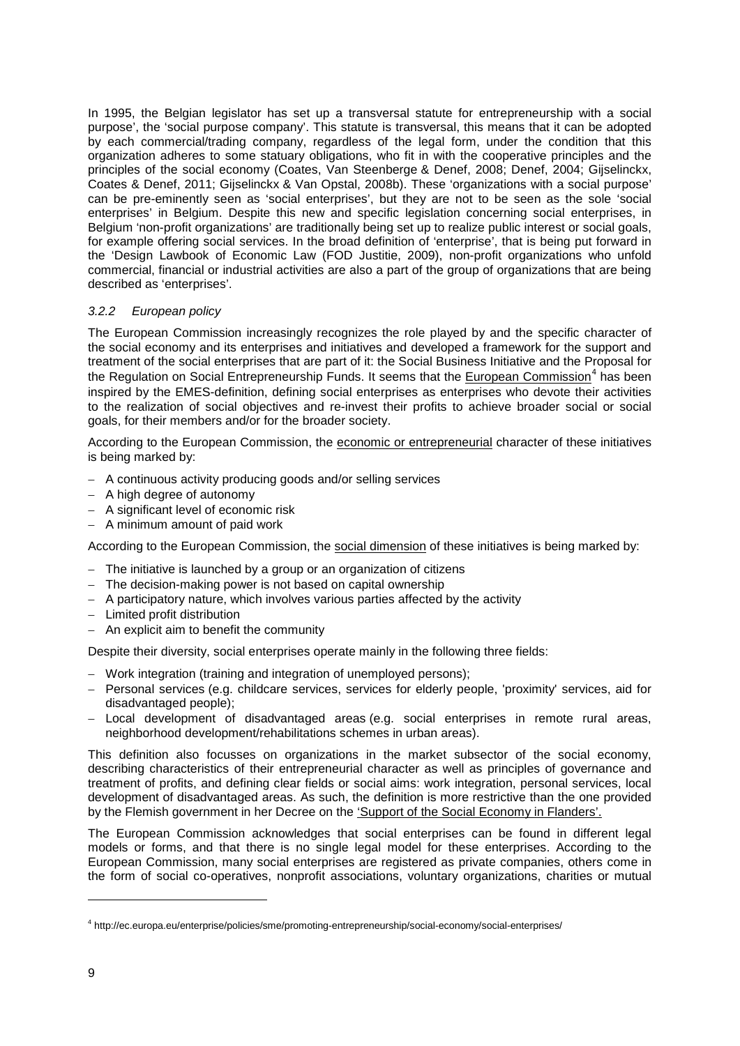In 1995, the Belgian legislator has set up a transversal statute for entrepreneurship with a social purpose', the 'social purpose company'. This statute is transversal, this means that it can be adopted by each commercial/trading company, regardless of the legal form, under the condition that this organization adheres to some statuary obligations, who fit in with the cooperative principles and the principles of the social economy (Coates, Van Steenberge & Denef, 2008; Denef, 2004; Gijselinckx, Coates & Denef, 2011; Gijselinckx & Van Opstal, 2008b). These 'organizations with a social purpose' can be pre-eminently seen as 'social enterprises', but they are not to be seen as the sole 'social enterprises' in Belgium. Despite this new and specific legislation concerning social enterprises, in Belgium 'non-profit organizations' are traditionally being set up to realize public interest or social goals, for example offering social services. In the broad definition of 'enterprise', that is being put forward in the 'Design Lawbook of Economic Law (FOD Justitie, 2009), non-profit organizations who unfold commercial, financial or industrial activities are also a part of the group of organizations that are being described as 'enterprises'.

### *3.2.2 European policy*

The European Commission increasingly recognizes the role played by and the specific character of the social economy and its enterprises and initiatives and developed a framework for the support and treatment of the social enterprises that are part of it: the Social Business Initiative and the Proposal for the Regulation on Social Entrepreneurship Funds. It seems that the European Commission[4] has been inspired by the EMES-definition, defining social enterprises as enterprises who devote their activities to the realization of social objectives and re-invest their profits to achieve broader social or social goals, for their members and/or for the broader society.

According to the European Commission, the economic or entrepreneurial character of these initiatives is being marked by:

- A continuous activity producing goods and/or selling services
- A high degree of autonomy
- A significant level of economic risk
- A minimum amount of paid work

According to the European Commission, the social dimension of these initiatives is being marked by:

- The initiative is launched by a group or an organization of citizens
- The decision-making power is not based on capital ownership
- A participatory nature, which involves various parties affected by the activity
- Limited profit distribution
- An explicit aim to benefit the community

Despite their diversity, social enterprises operate mainly in the following three fields:

- Work integration (training and integration of unemployed persons);
- Personal services (e.g. childcare services, services for elderly people, 'proximity' services, aid for disadvantaged people);
- Local development of disadvantaged areas (e.g. social enterprises in remote rural areas, neighborhood development/rehabilitations schemes in urban areas).

This definition also focusses on organizations in the market subsector of the social economy, describing characteristics of their entrepreneurial character as well as principles of governance and treatment of profits, and defining clear fields or social aims: work integration, personal services, local development of disadvantaged areas. As such, the definition is more restrictive than the one provided by the Flemish government in her Decree on the 'Support of the Social Economy in Flanders'.

The European Commission acknowledges that social enterprises can be found in different legal models or forms, and that there is no single legal model for these enterprises. According to the European Commission, many social enterprises are registered as private companies, others come in the form of social co-operatives, nonprofit associations, voluntary organizations, charities or mutual

---

[4] http://ec.europa.eu/enterprise/policies/sme/promoting-entrepreneurship/social-economy/social-enterprises/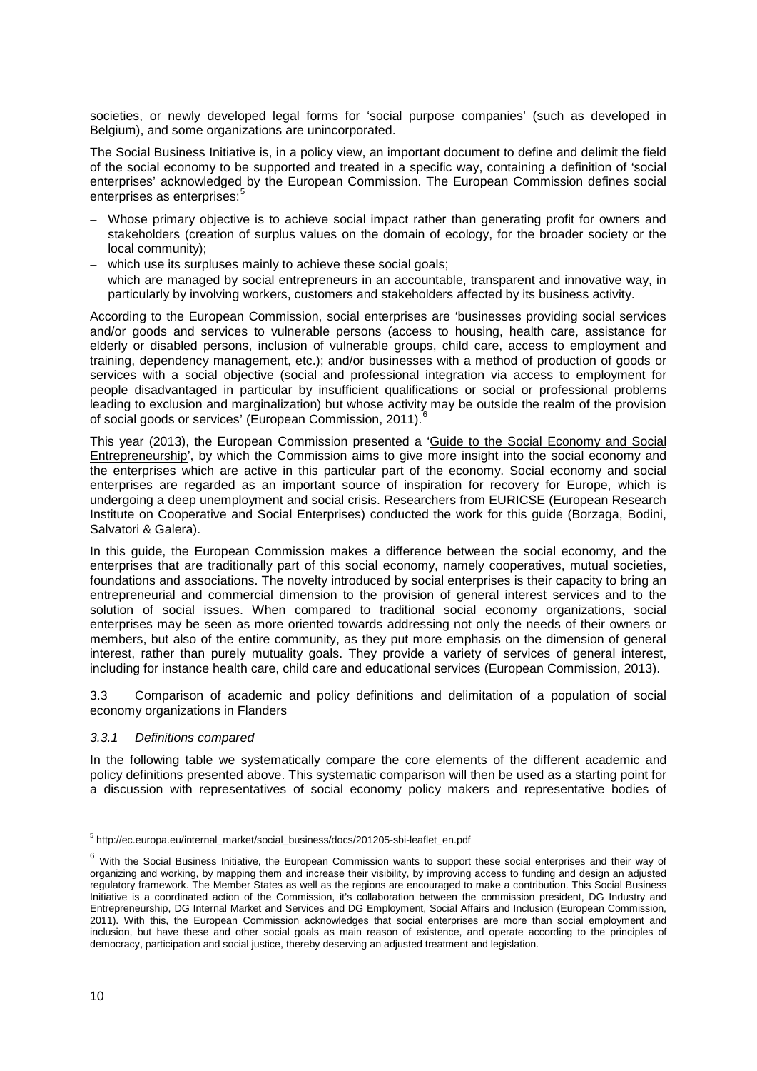societies, or newly developed legal forms for 'social purpose companies' (such as developed in Belgium), and some organizations are unincorporated.

The Social Business Initiative is, in a policy view, an important document to define and delimit the field of the social economy to be supported and treated in a specific way, containing a definition of 'social enterprises' acknowledged by the European Commission. The European Commission defines social enterprises as enterprises:[5]

- Whose primary objective is to achieve social impact rather than generating profit for owners and stakeholders (creation of surplus values on the domain of ecology, for the broader society or the local community);
- which use its surpluses mainly to achieve these social goals;
- which are managed by social entrepreneurs in an accountable, transparent and innovative way, in particularly by involving workers, customers and stakeholders affected by its business activity.

According to the European Commission, social enterprises are 'businesses providing social services and/or goods and services to vulnerable persons (access to housing, health care, assistance for elderly or disabled persons, inclusion of vulnerable groups, child care, access to employment and training, dependency management, etc.); and/or businesses with a method of production of goods or services with a social objective (social and professional integration via access to employment for people disadvantaged in particular by insufficient qualifications or social or professional problems leading to exclusion and marginalization) but whose activity may be outside the realm of the provision of social goods or services' (European Commission, 2011).[6]

This year (2013), the European Commission presented a 'Guide to the Social Economy and Social Entrepreneurship', by which the Commission aims to give more insight into the social economy and the enterprises which are active in this particular part of the economy. Social economy and social enterprises are regarded as an important source of inspiration for recovery for Europe, which is undergoing a deep unemployment and social crisis. Researchers from EURICSE (European Research Institute on Cooperative and Social Enterprises) conducted the work for this guide (Borzaga, Bodini, Salvatori & Galera).

In this guide, the European Commission makes a difference between the social economy, and the enterprises that are traditionally part of this social economy, namely cooperatives, mutual societies, foundations and associations. The novelty introduced by social enterprises is their capacity to bring an entrepreneurial and commercial dimension to the provision of general interest services and to the solution of social issues. When compared to traditional social economy organizations, social enterprises may be seen as more oriented towards addressing not only the needs of their owners or members, but also of the entire community, as they put more emphasis on the dimension of general interest, rather than purely mutuality goals. They provide a variety of services of general interest, including for instance health care, child care and educational services (European Commission, 2013).

## 3.3 Comparison of academic and policy definitions and delimitation of a population of social economy organizations in Flanders

### *3.3.1 Definitions compared*

In the following table we systematically compare the core elements of the different academic and policy definitions presented above. This systematic comparison will then be used as a starting point for a discussion with representatives of social economy policy makers and representative bodies of

---

[5] http://ec.europa.eu/internal_market/social_business/docs/201205-sbi-leaflet_en.pdf

[6] With the Social Business Initiative, the European Commission wants to support these social enterprises and their way of organizing and working, by mapping them and increase their visibility, by improving access to funding and design an adjusted regulatory framework. The Member States as well as the regions are encouraged to make a contribution. This Social Business Initiative is a coordinated action of the Commission, it's collaboration between the commission president, DG Industry and Entrepreneurship, DG Internal Market and Services and DG Employment, Social Affairs and Inclusion (European Commission, 2011). With this, the European Commission acknowledges that social enterprises are more than social employment and inclusion, but have these and other social goals as main reason of existence, and operate according to the principles of democracy, participation and social justice, thereby deserving an adjusted treatment and legislation.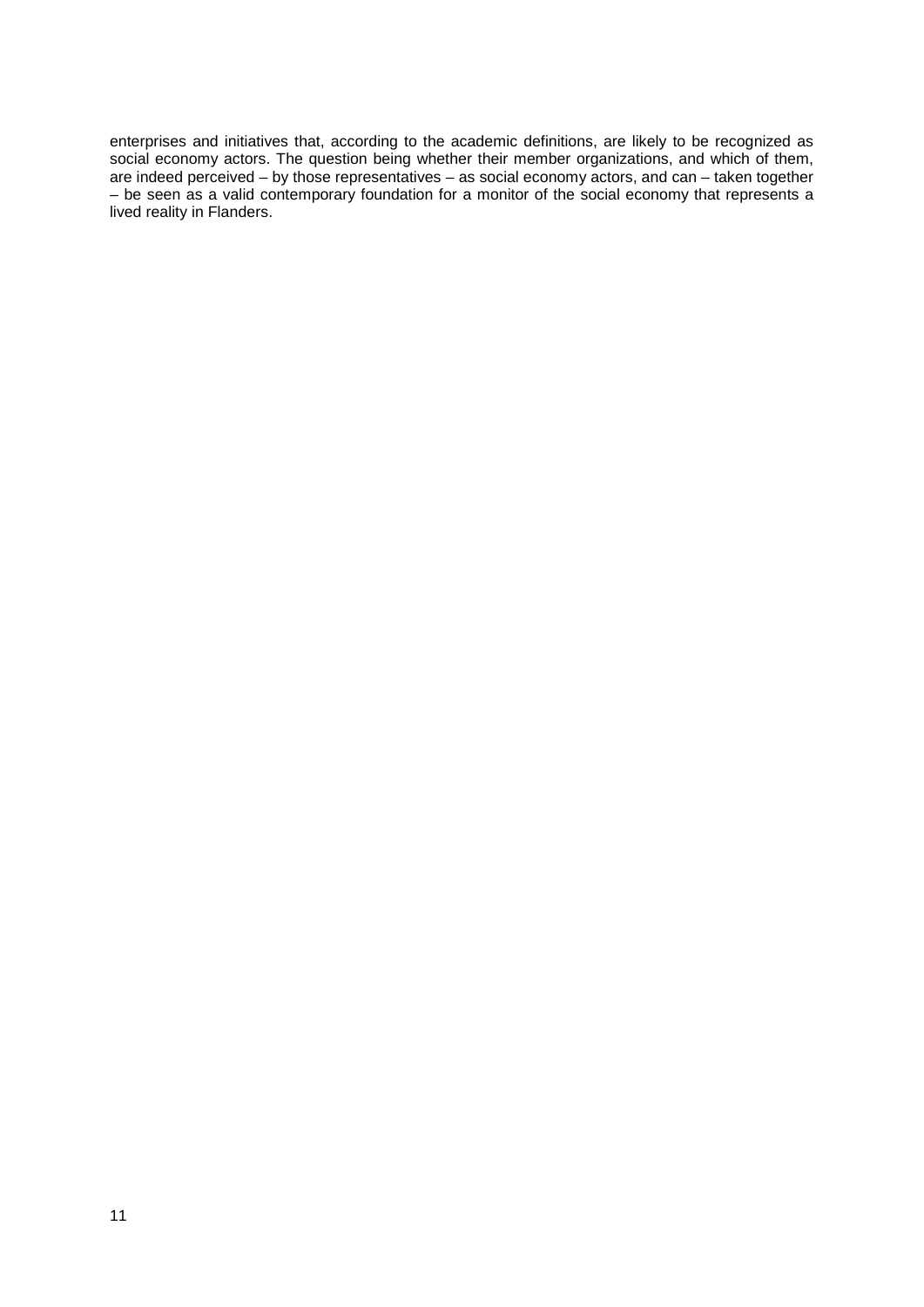enterprises and initiatives that, according to the academic definitions, are likely to be recognized as social economy actors. The question being whether their member organizations, and which of them, are indeed perceived – by those representatives – as social economy actors, and can – taken together – be seen as a valid contemporary foundation for a monitor of the social economy that represents a lived reality in Flanders.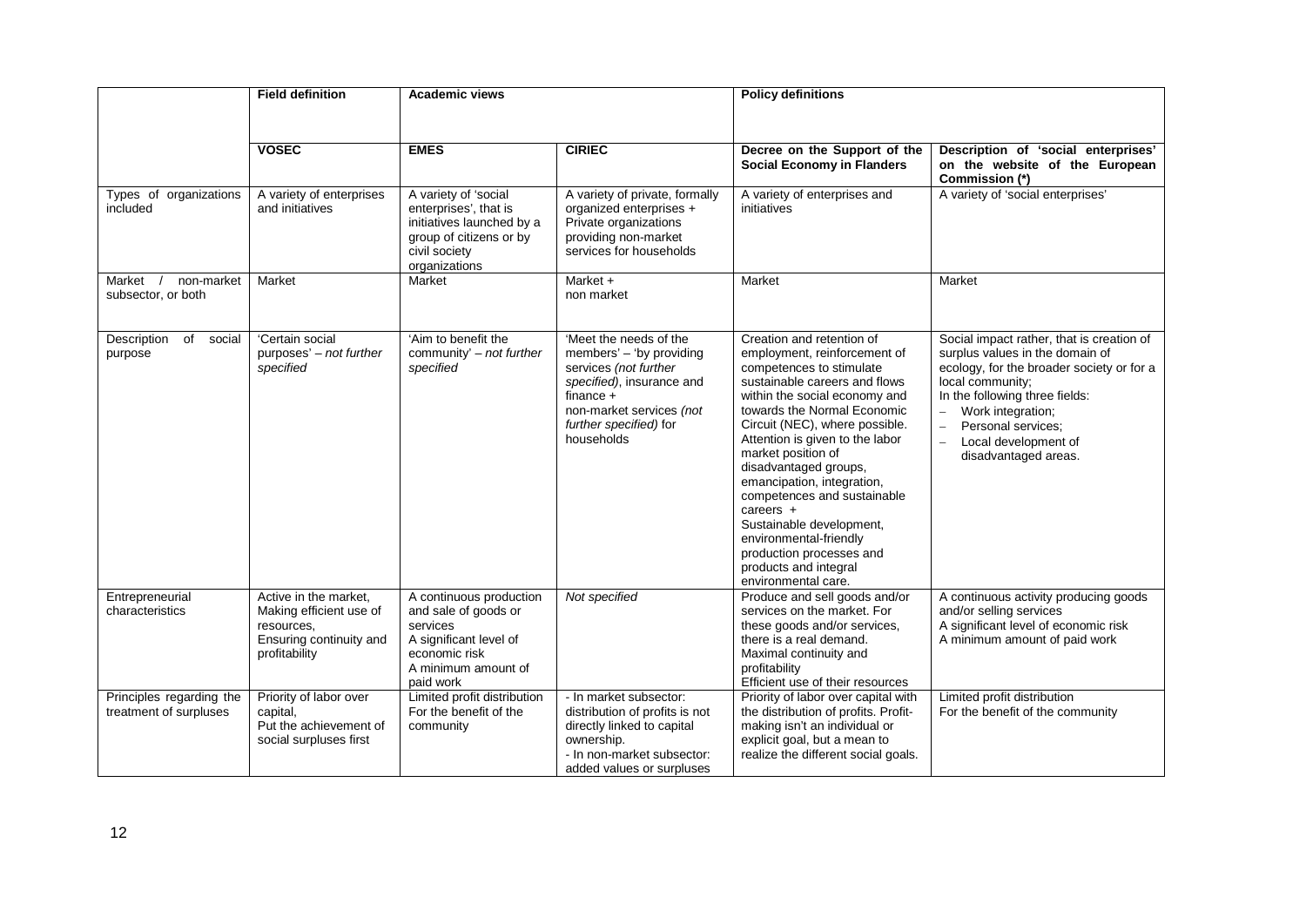| | Field definition | Academic views | | Policy definitions | |
|---|---|---|---|---|---|
| | **VOSEC** | **EMES** | **CIRIEC** | **Decree on the Support of the Social Economy in Flanders** | **Description of 'social enterprises' on the website of the European Commission (*)** |
| Types of organizations included | A variety of enterprises and initiatives | A variety of 'social enterprises', that is initiatives launched by a group of citizens or by civil society organizations | A variety of private, formally organized enterprises + Private organizations providing non-market services for households | A variety of enterprises and initiatives | A variety of 'social enterprises' |
| Market / non-market subsector, or both | Market | Market | Market + non market | Market | Market |
| Description of social purpose | 'Certain social purposes' – *not further specified* | 'Aim to benefit the community' – *not further specified* | 'Meet the needs of the members' – 'by providing services *(not further specified)*, insurance and finance + non-market services *(not further specified)* for households | Creation and retention of employment, reinforcement of competences to stimulate sustainable careers and flows within the social economy and towards the Normal Economic Circuit (NEC), where possible. Attention is given to the labor market position of disadvantaged groups, emancipation, integration, competences and sustainable careers + Sustainable development, environmental-friendly production processes and products and integral environmental care. | Social impact rather, that is creation of surplus values in the domain of ecology, for the broader society or for a local community; In the following three fields: – Work integration; – Personal services; – Local development of disadvantaged areas. |
| Entrepreneurial characteristics | Active in the market, Making efficient use of resources, Ensuring continuity and profitability | A continuous production and sale of goods or services A significant level of economic risk A minimum amount of paid work | *Not specified* | Produce and sell goods and/or services on the market. For these goods and/or services, there is a real demand. Maximal continuity and profitability Efficient use of their resources | A continuous activity producing goods and/or selling services A significant level of economic risk A minimum amount of paid work |
| Principles regarding the treatment of surpluses | Priority of labor over capital, Put the achievement of social surpluses first | Limited profit distribution For the benefit of the community | - In market subsector: distribution of profits is not directly linked to capital ownership. - In non-market subsector: added values or surpluses | Priority of labor over capital with the distribution of profits. Profit-making isn't an individual or explicit goal, but a mean to realize the different social goals. | Limited profit distribution For the benefit of the community |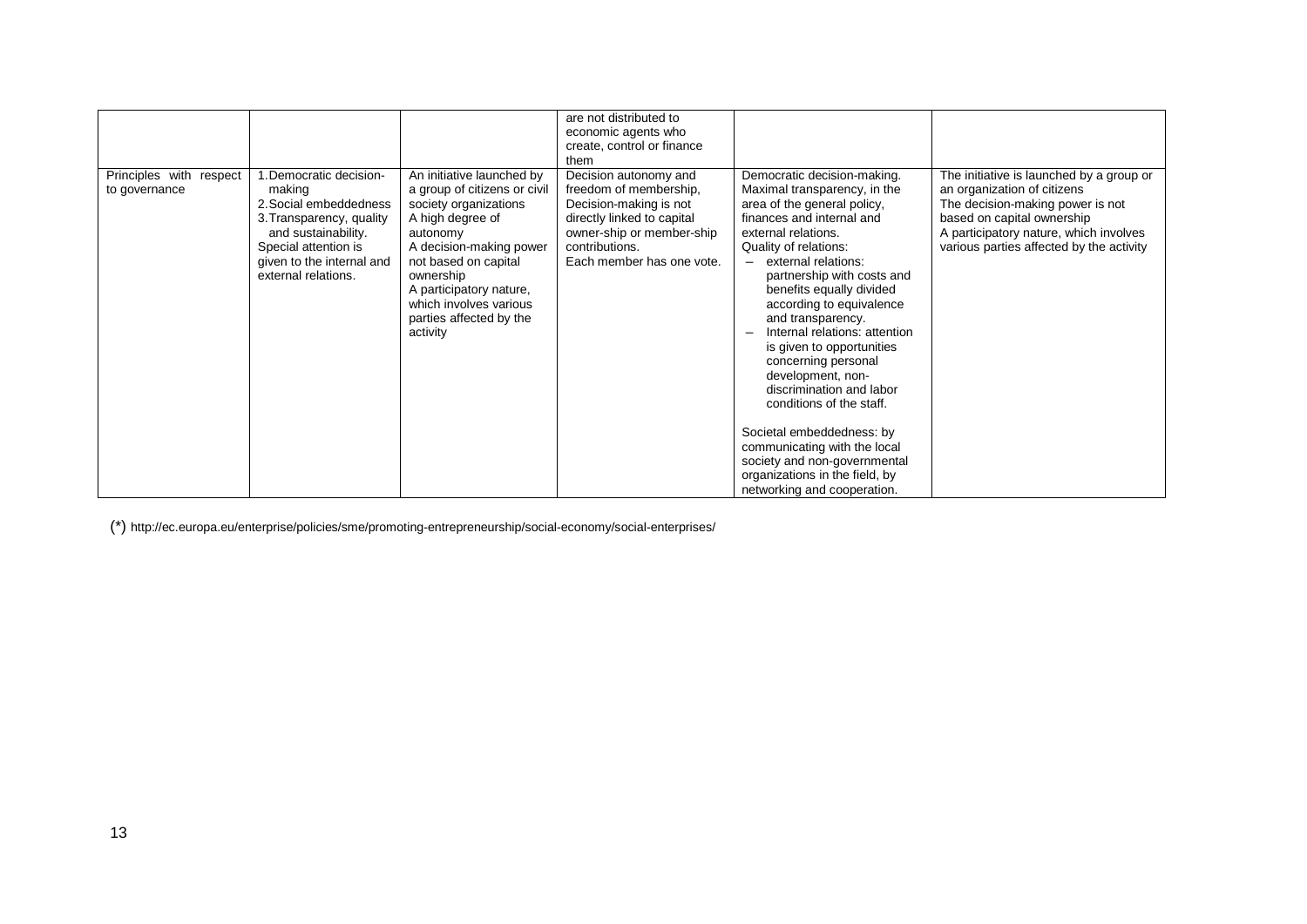| | | | | | |
|---|---|---|---|---|---|
| | | | are not distributed to economic agents who create, control or finance them | | |
| Principles with respect to governance | 1. Democratic decision-making<br>2. Social embeddedness<br>3. Transparency, quality and sustainability. Special attention is given to the internal and external relations. | An initiative launched by a group of citizens or civil society organizations<br>A high degree of autonomy<br>A decision-making power not based on capital ownership<br>A participatory nature, which involves various parties affected by the activity | Decision autonomy and freedom of membership,<br>Decision-making is not directly linked to capital owner-ship or member-ship contributions.<br>Each member has one vote. | Democratic decision-making.<br>Maximal transparency, in the area of the general policy, finances and internal and external relations.<br>Quality of relations:<br>– external relations: partnership with costs and benefits equally divided according to equivalence and transparency.<br>– Internal relations: attention is given to opportunities concerning personal development, non-discrimination and labor conditions of the staff.<br><br>Societal embeddedness: by communicating with the local society and non-governmental organizations in the field, by networking and cooperation. | The initiative is launched by a group or an organization of citizens<br>The decision-making power is not based on capital ownership<br>A participatory nature, which involves various parties affected by the activity |

(*) http://ec.europa.eu/enterprise/policies/sme/promoting-entrepreneurship/social-economy/social-enterprises/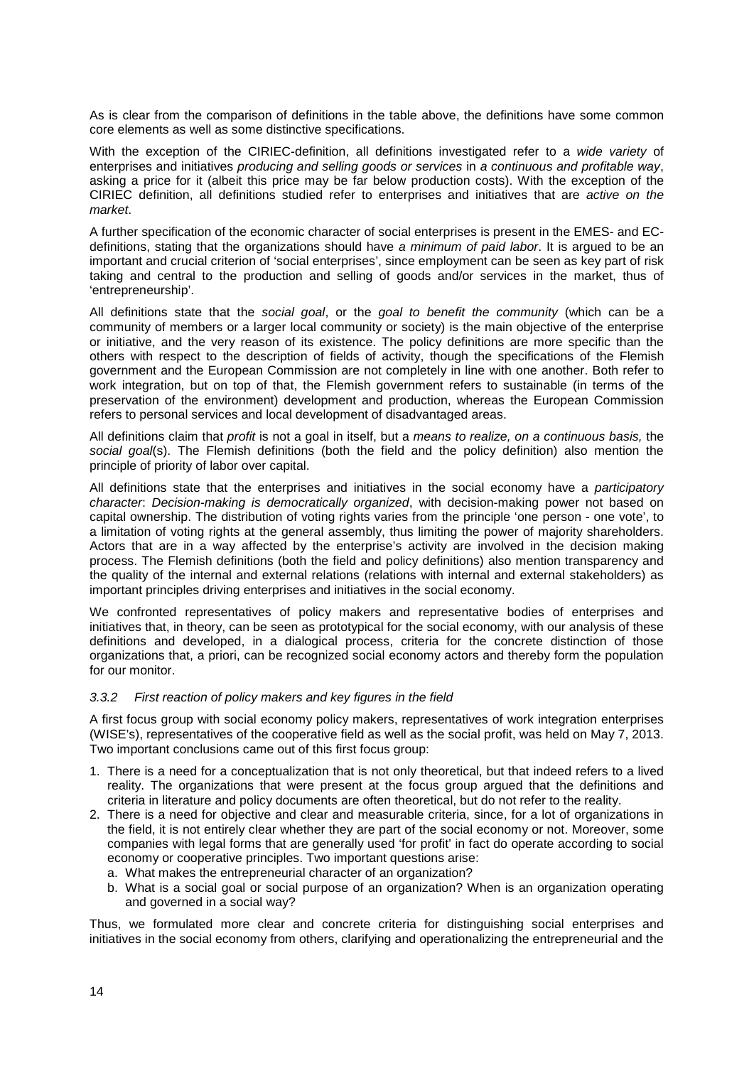As is clear from the comparison of definitions in the table above, the definitions have some common core elements as well as some distinctive specifications.

With the exception of the CIRIEC-definition, all definitions investigated refer to a *wide variety* of enterprises and initiatives *producing and selling goods or services* in *a continuous and profitable way*, asking a price for it (albeit this price may be far below production costs). With the exception of the CIRIEC definition, all definitions studied refer to enterprises and initiatives that are *active on the market*.

A further specification of the economic character of social enterprises is present in the EMES- and EC-definitions, stating that the organizations should have *a minimum of paid labor*. It is argued to be an important and crucial criterion of 'social enterprises', since employment can be seen as key part of risk taking and central to the production and selling of goods and/or services in the market, thus of 'entrepreneurship'.

All definitions state that the *social goal*, or the *goal to benefit the community* (which can be a community of members or a larger local community or society) is the main objective of the enterprise or initiative, and the very reason of its existence. The policy definitions are more specific than the others with respect to the description of fields of activity, though the specifications of the Flemish government and the European Commission are not completely in line with one another. Both refer to work integration, but on top of that, the Flemish government refers to sustainable (in terms of the preservation of the environment) development and production, whereas the European Commission refers to personal services and local development of disadvantaged areas.

All definitions claim that *profit* is not a goal in itself, but a *means to realize, on a continuous basis,* the *social goal*(s). The Flemish definitions (both the field and the policy definition) also mention the principle of priority of labor over capital.

All definitions state that the enterprises and initiatives in the social economy have a *participatory character*: *Decision-making is democratically organized*, with decision-making power not based on capital ownership. The distribution of voting rights varies from the principle 'one person - one vote', to a limitation of voting rights at the general assembly, thus limiting the power of majority shareholders. Actors that are in a way affected by the enterprise's activity are involved in the decision making process. The Flemish definitions (both the field and policy definitions) also mention transparency and the quality of the internal and external relations (relations with internal and external stakeholders) as important principles driving enterprises and initiatives in the social economy.

We confronted representatives of policy makers and representative bodies of enterprises and initiatives that, in theory, can be seen as prototypical for the social economy, with our analysis of these definitions and developed, in a dialogical process, criteria for the concrete distinction of those organizations that, a priori, can be recognized social economy actors and thereby form the population for our monitor.

### *3.3.2 First reaction of policy makers and key figures in the field*

A first focus group with social economy policy makers, representatives of work integration enterprises (WISE's), representatives of the cooperative field as well as the social profit, was held on May 7, 2013. Two important conclusions came out of this first focus group:

1. There is a need for a conceptualization that is not only theoretical, but that indeed refers to a lived reality. The organizations that were present at the focus group argued that the definitions and criteria in literature and policy documents are often theoretical, but do not refer to the reality.
2. There is a need for objective and clear and measurable criteria, since, for a lot of organizations in the field, it is not entirely clear whether they are part of the social economy or not. Moreover, some companies with legal forms that are generally used 'for profit' in fact do operate according to social economy or cooperative principles. Two important questions arise:
   a. What makes the entrepreneurial character of an organization?
   b. What is a social goal or social purpose of an organization? When is an organization operating and governed in a social way?

Thus, we formulated more clear and concrete criteria for distinguishing social enterprises and initiatives in the social economy from others, clarifying and operationalizing the entrepreneurial and the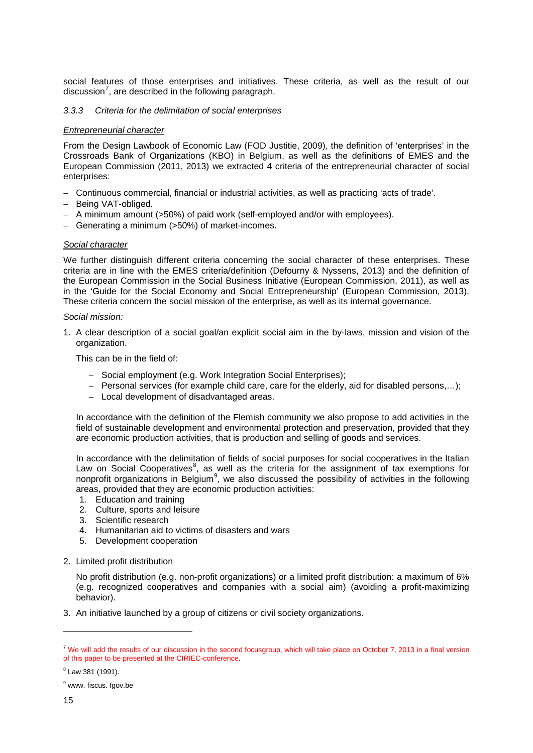social features of those enterprises and initiatives. These criteria, as well as the result of our discussion[7], are described in the following paragraph.

### *3.3.3 Criteria for the delimitation of social enterprises*

*Entrepreneurial character*

From the Design Lawbook of Economic Law (FOD Justitie, 2009), the definition of 'enterprises' in the Crossroads Bank of Organizations (KBO) in Belgium, as well as the definitions of EMES and the European Commission (2011, 2013) we extracted 4 criteria of the entrepreneurial character of social enterprises:

- Continuous commercial, financial or industrial activities, as well as practicing 'acts of trade'.
- Being VAT-obliged.
- A minimum amount (>50%) of paid work (self-employed and/or with employees).
- Generating a minimum (>50%) of market-incomes.

*Social character*

We further distinguish different criteria concerning the social character of these enterprises. These criteria are in line with the EMES criteria/definition (Defourny & Nyssens, 2013) and the definition of the European Commission in the Social Business Initiative (European Commission, 2011), as well as in the 'Guide for the Social Economy and Social Entrepreneurship' (European Commission, 2013). These criteria concern the social mission of the enterprise, as well as its internal governance.

*Social mission:*

1. A clear description of a social goal/an explicit social aim in the by-laws, mission and vision of the organization.

   This can be in the field of:

   - Social employment (e.g. Work Integration Social Enterprises);
   - Personal services (for example child care, care for the elderly, aid for disabled persons,…);
   - Local development of disadvantaged areas.

   In accordance with the definition of the Flemish community we also propose to add activities in the field of sustainable development and environmental protection and preservation, provided that they are economic production activities, that is production and selling of goods and services.

   In accordance with the delimitation of fields of social purposes for social cooperatives in the Italian Law on Social Cooperatives[8], as well as the criteria for the assignment of tax exemptions for nonprofit organizations in Belgium[9], we also discussed the possibility of activities in the following areas, provided that they are economic production activities:
   1. Education and training
   2. Culture, sports and leisure
   3. Scientific research
   4. Humanitarian aid to victims of disasters and wars
   5. Development cooperation

2. Limited profit distribution

   No profit distribution (e.g. non-profit organizations) or a limited profit distribution: a maximum of 6% (e.g. recognized cooperatives and companies with a social aim) (avoiding a profit-maximizing behavior).

3. An initiative launched by a group of citizens or civil society organizations.

---

[7] We will add the results of our discussion in the second focusgroup, which will take place on October 7, 2013 in a final version of this paper to be presented at the CIRIEC-conference.

[8] Law 381 (1991).

[9] www. fiscus. fgov.be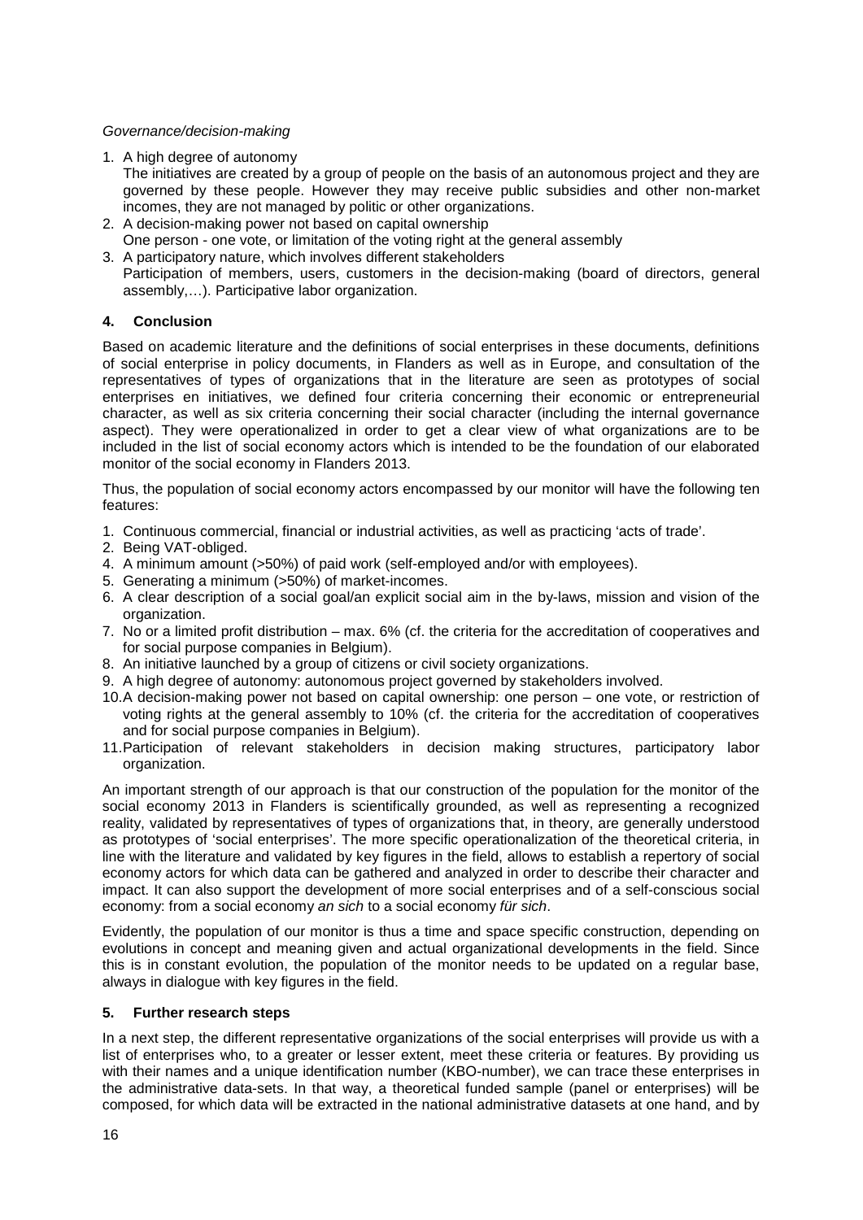*Governance/decision-making*

1. A high degree of autonomy
   The initiatives are created by a group of people on the basis of an autonomous project and they are governed by these people. However they may receive public subsidies and other non-market incomes, they are not managed by politic or other organizations.
2. A decision-making power not based on capital ownership
   One person - one vote, or limitation of the voting right at the general assembly
3. A participatory nature, which involves different stakeholders
   Participation of members, users, customers in the decision-making (board of directors, general assembly,…). Participative labor organization.

## 4. Conclusion

Based on academic literature and the definitions of social enterprises in these documents, definitions of social enterprise in policy documents, in Flanders as well as in Europe, and consultation of the representatives of types of organizations that in the literature are seen as prototypes of social enterprises en initiatives, we defined four criteria concerning their economic or entrepreneurial character, as well as six criteria concerning their social character (including the internal governance aspect). They were operationalized in order to get a clear view of what organizations are to be included in the list of social economy actors which is intended to be the foundation of our elaborated monitor of the social economy in Flanders 2013.

Thus, the population of social economy actors encompassed by our monitor will have the following ten features:

1. Continuous commercial, financial or industrial activities, as well as practicing 'acts of trade'.
2. Being VAT-obliged.
4. A minimum amount (>50%) of paid work (self-employed and/or with employees).
5. Generating a minimum (>50%) of market-incomes.
6. A clear description of a social goal/an explicit social aim in the by-laws, mission and vision of the organization.
7. No or a limited profit distribution – max. 6% (cf. the criteria for the accreditation of cooperatives and for social purpose companies in Belgium).
8. An initiative launched by a group of citizens or civil society organizations.
9. A high degree of autonomy: autonomous project governed by stakeholders involved.
10. A decision-making power not based on capital ownership: one person – one vote, or restriction of voting rights at the general assembly to 10% (cf. the criteria for the accreditation of cooperatives and for social purpose companies in Belgium).
11. Participation of relevant stakeholders in decision making structures, participatory labor organization.

An important strength of our approach is that our construction of the population for the monitor of the social economy 2013 in Flanders is scientifically grounded, as well as representing a recognized reality, validated by representatives of types of organizations that, in theory, are generally understood as prototypes of 'social enterprises'. The more specific operationalization of the theoretical criteria, in line with the literature and validated by key figures in the field, allows to establish a repertory of social economy actors for which data can be gathered and analyzed in order to describe their character and impact. It can also support the development of more social enterprises and of a self-conscious social economy: from a social economy *an sich* to a social economy *für sich*.

Evidently, the population of our monitor is thus a time and space specific construction, depending on evolutions in concept and meaning given and actual organizational developments in the field. Since this is in constant evolution, the population of the monitor needs to be updated on a regular base, always in dialogue with key figures in the field.

## 5. Further research steps

In a next step, the different representative organizations of the social enterprises will provide us with a list of enterprises who, to a greater or lesser extent, meet these criteria or features. By providing us with their names and a unique identification number (KBO-number), we can trace these enterprises in the administrative data-sets. In that way, a theoretical funded sample (panel or enterprises) will be composed, for which data will be extracted in the national administrative datasets at one hand, and by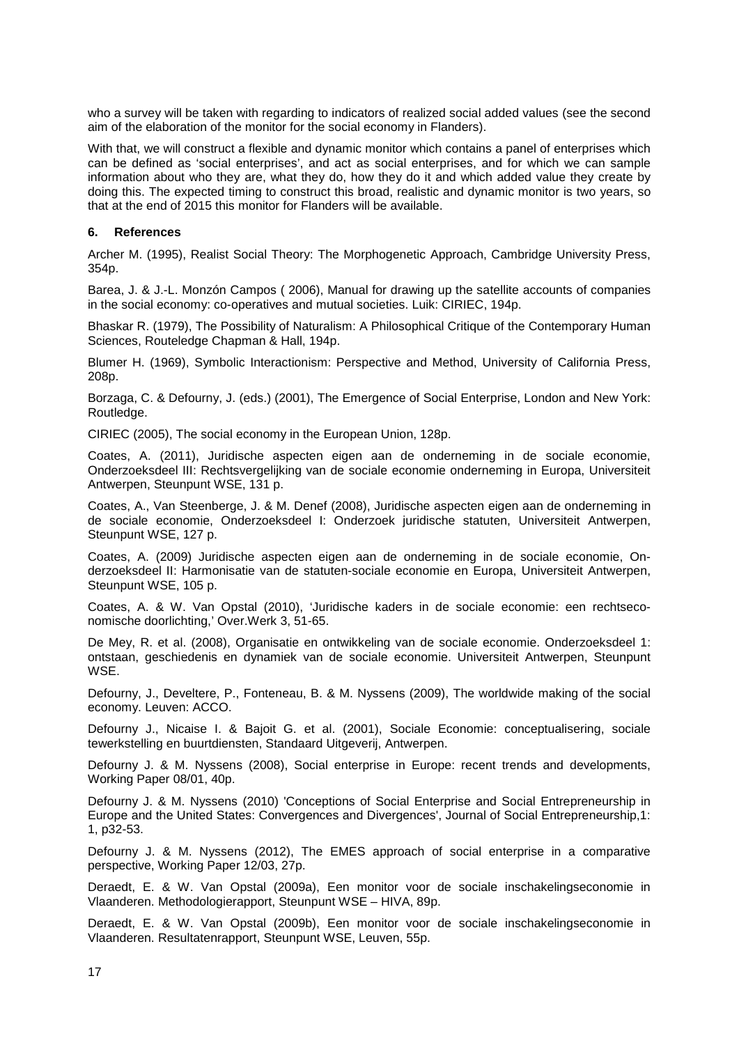who a survey will be taken with regarding to indicators of realized social added values (see the second aim of the elaboration of the monitor for the social economy in Flanders).

With that, we will construct a flexible and dynamic monitor which contains a panel of enterprises which can be defined as 'social enterprises', and act as social enterprises, and for which we can sample information about who they are, what they do, how they do it and which added value they create by doing this. The expected timing to construct this broad, realistic and dynamic monitor is two years, so that at the end of 2015 this monitor for Flanders will be available.

## 6. References

Archer M. (1995), Realist Social Theory: The Morphogenetic Approach, Cambridge University Press, 354p.

Barea, J. & J.-L. Monzón Campos ( 2006), Manual for drawing up the satellite accounts of companies in the social economy: co-operatives and mutual societies. Luik: CIRIEC, 194p.

Bhaskar R. (1979), The Possibility of Naturalism: A Philosophical Critique of the Contemporary Human Sciences, Routeledge Chapman & Hall, 194p.

Blumer H. (1969), Symbolic Interactionism: Perspective and Method, University of California Press, 208p.

Borzaga, C. & Defourny, J. (eds.) (2001), The Emergence of Social Enterprise, London and New York: Routledge.

CIRIEC (2005), The social economy in the European Union, 128p.

Coates, A. (2011), Juridische aspecten eigen aan de onderneming in de sociale economie, Onderzoeksdeel III: Rechtsvergelijking van de sociale economie onderneming in Europa, Universiteit Antwerpen, Steunpunt WSE, 131 p.

Coates, A., Van Steenberge, J. & M. Denef (2008), Juridische aspecten eigen aan de onderneming in de sociale economie, Onderzoeksdeel I: Onderzoek juridische statuten, Universiteit Antwerpen, Steunpunt WSE, 127 p.

Coates, A. (2009) Juridische aspecten eigen aan de onderneming in de sociale economie, Onderzoeksdeel II: Harmonisatie van de statuten-sociale economie en Europa, Universiteit Antwerpen, Steunpunt WSE, 105 p.

Coates, A. & W. Van Opstal (2010), 'Juridische kaders in de sociale economie: een rechtseconomische doorlichting,' Over.Werk 3, 51-65.

De Mey, R. et al. (2008), Organisatie en ontwikkeling van de sociale economie. Onderzoeksdeel 1: ontstaan, geschiedenis en dynamiek van de sociale economie. Universiteit Antwerpen, Steunpunt WSE.

Defourny, J., Develtere, P., Fonteneau, B. & M. Nyssens (2009), The worldwide making of the social economy. Leuven: ACCO.

Defourny J., Nicaise I. & Bajoit G. et al. (2001), Sociale Economie: conceptualisering, sociale tewerkstelling en buurtdiensten, Standaard Uitgeverij, Antwerpen.

Defourny J. & M. Nyssens (2008), Social enterprise in Europe: recent trends and developments, Working Paper 08/01, 40p.

Defourny J. & M. Nyssens (2010) 'Conceptions of Social Enterprise and Social Entrepreneurship in Europe and the United States: Convergences and Divergences', Journal of Social Entrepreneurship,1: 1, p32-53.

Defourny J. & M. Nyssens (2012), The EMES approach of social enterprise in a comparative perspective, Working Paper 12/03, 27p.

Deraedt, E. & W. Van Opstal (2009a), Een monitor voor de sociale inschakelingseconomie in Vlaanderen. Methodologierapport, Steunpunt WSE – HIVA, 89p.

Deraedt, E. & W. Van Opstal (2009b), Een monitor voor de sociale inschakelingseconomie in Vlaanderen. Resultatenrapport, Steunpunt WSE, Leuven, 55p.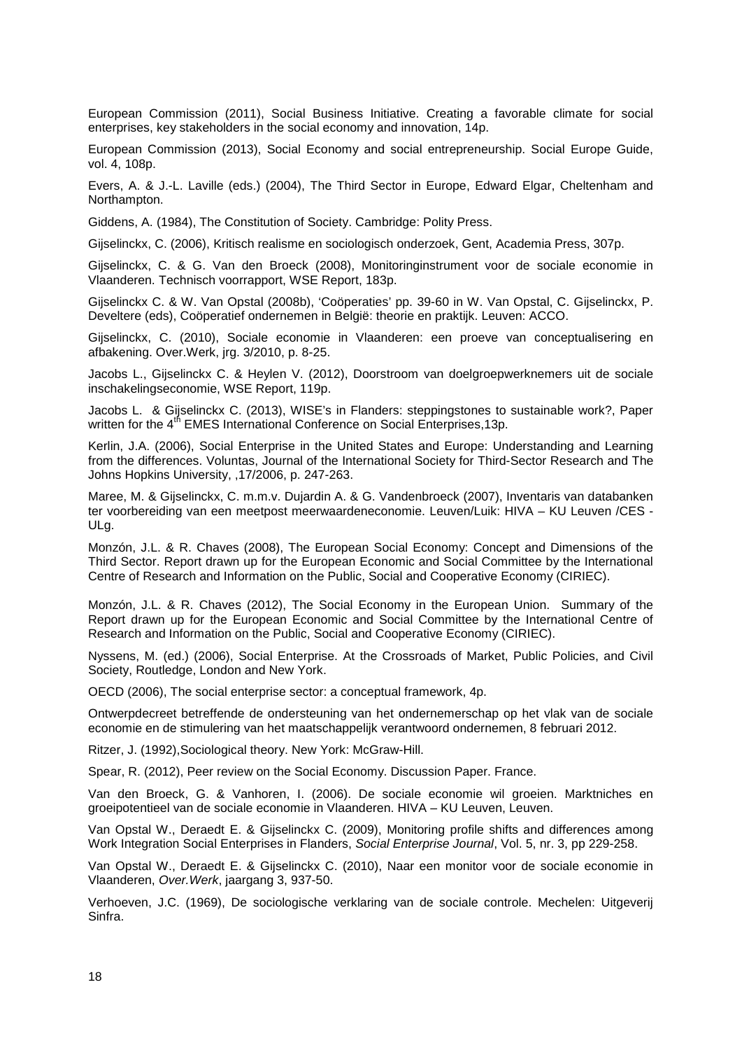European Commission (2011), Social Business Initiative. Creating a favorable climate for social enterprises, key stakeholders in the social economy and innovation, 14p.

European Commission (2013), Social Economy and social entrepreneurship. Social Europe Guide, vol. 4, 108p.

Evers, A. & J.-L. Laville (eds.) (2004), The Third Sector in Europe, Edward Elgar, Cheltenham and Northampton.

Giddens, A. (1984), The Constitution of Society. Cambridge: Polity Press.

Gijselinckx, C. (2006), Kritisch realisme en sociologisch onderzoek, Gent, Academia Press, 307p.

Gijselinckx, C. & G. Van den Broeck (2008), Monitoringinstrument voor de sociale economie in Vlaanderen. Technisch voorrapport, WSE Report, 183p.

Gijselinckx C. & W. Van Opstal (2008b), 'Coöperaties' pp. 39-60 in W. Van Opstal, C. Gijselinckx, P. Develtere (eds), Coöperatief ondernemen in België: theorie en praktijk. Leuven: ACCO.

Gijselinckx, C. (2010), Sociale economie in Vlaanderen: een proeve van conceptualisering en afbakening. Over.Werk, jrg. 3/2010, p. 8-25.

Jacobs L., Gijselinckx C. & Heylen V. (2012), Doorstroom van doelgroepwerknemers uit de sociale inschakelingseconomie, WSE Report, 119p.

Jacobs L. & Gijselinckx C. (2013), WISE's in Flanders: steppingstones to sustainable work?, Paper written for the 4th EMES International Conference on Social Enterprises,13p.

Kerlin, J.A. (2006), Social Enterprise in the United States and Europe: Understanding and Learning from the differences. Voluntas, Journal of the International Society for Third-Sector Research and The Johns Hopkins University, ,17/2006, p. 247-263.

Maree, M. & Gijselinckx, C. m.m.v. Dujardin A. & G. Vandenbroeck (2007), Inventaris van databanken ter voorbereiding van een meetpost meerwaardeneconomie. Leuven/Luik: HIVA – KU Leuven /CES - ULg.

Monzón, J.L. & R. Chaves (2008), The European Social Economy: Concept and Dimensions of the Third Sector. Report drawn up for the European Economic and Social Committee by the International Centre of Research and Information on the Public, Social and Cooperative Economy (CIRIEC).

Monzón, J.L. & R. Chaves (2012), The Social Economy in the European Union. Summary of the Report drawn up for the European Economic and Social Committee by the International Centre of Research and Information on the Public, Social and Cooperative Economy (CIRIEC).

Nyssens, M. (ed.) (2006), Social Enterprise. At the Crossroads of Market, Public Policies, and Civil Society, Routledge, London and New York.

OECD (2006), The social enterprise sector: a conceptual framework, 4p.

Ontwerpdecreet betreffende de ondersteuning van het ondernemerschap op het vlak van de sociale economie en de stimulering van het maatschappelijk verantwoord ondernemen, 8 februari 2012.

Ritzer, J. (1992),Sociological theory. New York: McGraw-Hill.

Spear, R. (2012), Peer review on the Social Economy. Discussion Paper. France.

Van den Broeck, G. & Vanhoren, I. (2006). De sociale economie wil groeien. Marktniches en groeipotentieel van de sociale economie in Vlaanderen. HIVA – KU Leuven, Leuven.

Van Opstal W., Deraedt E. & Gijselinckx C. (2009), Monitoring profile shifts and differences among Work Integration Social Enterprises in Flanders, *Social Enterprise Journal*, Vol. 5, nr. 3, pp 229-258.

Van Opstal W., Deraedt E. & Gijselinckx C. (2010), Naar een monitor voor de sociale economie in Vlaanderen, *Over.Werk*, jaargang 3, 937-50.

Verhoeven, J.C. (1969), De sociologische verklaring van de sociale controle. Mechelen: Uitgeverij Sinfra.